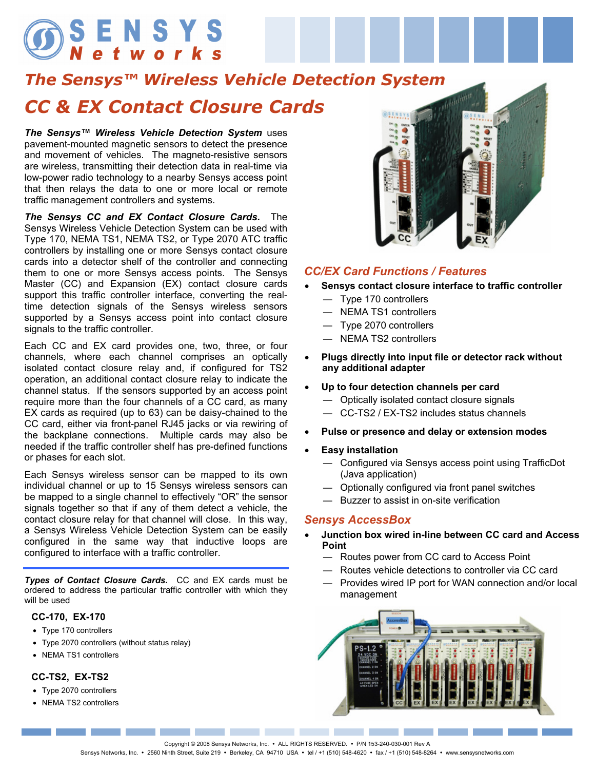# The Sensys™ Wireless Vehicle Detection System

# CC & EX Contact Closure Cards

***The Sensys™ Wireless Vehicle Detection System*** uses pavement-mounted magnetic sensors to detect the presence and movement of vehicles. The magneto-resistive sensors are wireless, transmitting their detection data in real-time via low-power radio technology to a nearby Sensys access point that then relays the data to one or more local or remote traffic management controllers and systems.

***The Sensys CC and EX Contact Closure Cards.*** The Sensys Wireless Vehicle Detection System can be used with Type 170, NEMA TS1, NEMA TS2, or Type 2070 ATC traffic controllers by installing one or more Sensys contact closure cards into a detector shelf of the controller and connecting them to one or more Sensys access points. The Sensys Master (CC) and Expansion (EX) contact closure cards support this traffic controller interface, converting the real-time detection signals of the Sensys wireless sensors supported by a Sensys access point into contact closure signals to the traffic controller.

Each CC and EX card provides one, two, three, or four channels, where each channel comprises an optically isolated contact closure relay and, if configured for TS2 operation, an additional contact closure relay to indicate the channel status. If the sensors supported by an access point require more than the four channels of a CC card, as many EX cards as required (up to 63) can be daisy-chained to the CC card, either via front-panel RJ45 jacks or via rewiring of the backplane connections. Multiple cards may also be needed if the traffic controller shelf has pre-defined functions or phases for each slot.

Each Sensys wireless sensor can be mapped to its own individual channel or up to 15 Sensys wireless sensors can be mapped to a single channel to effectively "OR" the sensor signals together so that if any of them detect a vehicle, the contact closure relay for that channel will close. In this way, a Sensys Wireless Vehicle Detection System can be easily configured in the same way that inductive loops are configured to interface with a traffic controller.

***Types of Contact Closure Cards.*** CC and EX cards must be ordered to address the particular traffic controller with which they will be used

### CC-170, EX-170

- Type 170 controllers
- Type 2070 controllers (without status relay)
- NEMA TS1 controllers

### CC-TS2, EX-TS2

- Type 2070 controllers
- NEMA TS2 controllers

## CC/EX Card Functions / Features

- **Sensys contact closure interface to traffic controller**
  - — Type 170 controllers
  - — NEMA TS1 controllers
  - — Type 2070 controllers
  - — NEMA TS2 controllers
- **Plugs directly into input file or detector rack without any additional adapter**
- **Up to four detection channels per card**
  - — Optically isolated contact closure signals
  - — CC-TS2 / EX-TS2 includes status channels
- **Pulse or presence and delay or extension modes**
- **Easy installation**
  - — Configured via Sensys access point using TrafficDot (Java application)
  - — Optionally configured via front panel switches
  - — Buzzer to assist in on-site verification

## Sensys AccessBox

- **Junction box wired in-line between CC card and Access Point**
  - — Routes power from CC card to Access Point
  - — Routes vehicle detections to controller via CC card
  - — Provides wired IP port for WAN connection and/or local management

Copyright © 2008 Sensys Networks, Inc. • ALL RIGHTS RESERVED. • P/N 153-240-030-001 Rev A

Sensys Networks, Inc. • 2560 Ninth Street, Suite 219 • Berkeley, CA 94710 USA • tel / +1 (510) 548-4620 • fax / +1 (510) 548-8264 • www.sensysnetworks.com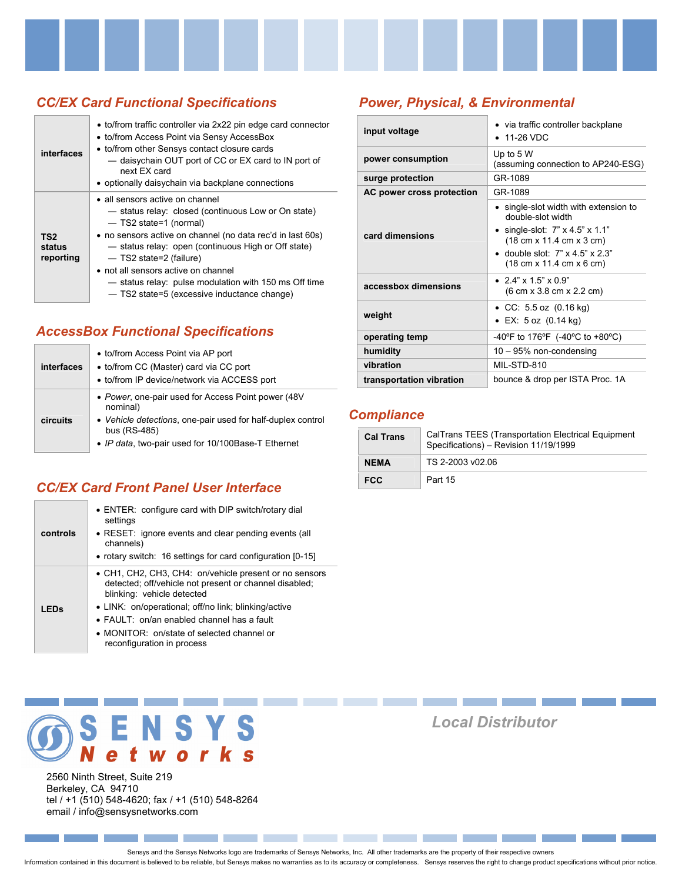## CC/EX Card Functional Specifications

| | |
|---|---|
| **interfaces** | • to/from traffic controller via 2x22 pin edge card connector<br>• to/from Access Point via Sensy AccessBox<br>• to/from other Sensys contact closure cards<br>— daisychain OUT port of CC or EX card to IN port of next EX card<br>• optionally daisychain via backplane connections |
| **TS2 status reporting** | • all sensors active on channel<br>— status relay: closed (continuous Low or On state)<br>— TS2 state=1 (normal)<br>• no sensors active on channel (no data rec'd in last 60s)<br>— status relay: open (continuous High or Off state)<br>— TS2 state=2 (failure)<br>• not all sensors active on channel<br>— status relay: pulse modulation with 150 ms Off time<br>— TS2 state=5 (excessive inductance change) |

## AccessBox Functional Specifications

| | |
|---|---|
| **interfaces** | • to/from Access Point via AP port<br>• to/from CC (Master) card via CC port<br>• to/from IP device/network via ACCESS port |
| **circuits** | • *Power*, one-pair used for Access Point power (48V nominal)<br>• *Vehicle detections*, one-pair used for half-duplex control bus (RS-485)<br>• *IP data*, two-pair used for 10/100Base-T Ethernet |

## CC/EX Card Front Panel User Interface

| | |
|---|---|
| **controls** | • ENTER: configure card with DIP switch/rotary dial settings<br>• RESET: ignore events and clear pending events (all channels)<br>• rotary switch: 16 settings for card configuration [0-15] |
| **LEDs** | • CH1, CH2, CH3, CH4: on/vehicle present or no sensors detected; off/vehicle not present or channel disabled; blinking: vehicle detected<br>• LINK: on/operational; off/no link; blinking/active<br>• FAULT: on/an enabled channel has a fault<br>• MONITOR: on/state of selected channel or reconfiguration in process |

## Power, Physical, & Environmental

| | |
|---|---|
| **input voltage** | • via traffic controller backplane<br>• 11-26 VDC |
| **power consumption** | Up to 5 W<br>(assuming connection to AP240-ESG) |
| **surge protection** | GR-1089 |
| **AC power cross protection** | GR-1089 |
| **card dimensions** | • single-slot width with extension to double-slot width<br>• single-slot: 7" x 4.5" x 1.1" (18 cm x 11.4 cm x 3 cm)<br>• double slot: 7" x 4.5" x 2.3" (18 cm x 11.4 cm x 6 cm) |
| **accessbox dimensions** | • 2.4" x 1.5" x 0.9" (6 cm x 3.8 cm x 2.2 cm) |
| **weight** | • CC: 5.5 oz (0.16 kg)<br>• EX: 5 oz (0.14 kg) |
| **operating temp** | -40ºF to 176ºF (-40ºC to +80ºC) |
| **humidity** | 10 – 95% non-condensing |
| **vibration** | MIL-STD-810 |
| **transportation vibration** | bounce & drop per ISTA Proc. 1A |

## Compliance

| | |
|---|---|
| **Cal Trans** | CalTrans TEES (Transportation Electrical Equipment Specifications) – Revision 11/19/1999 |
| **NEMA** | TS 2-2003 v02.06 |
| **FCC** | Part 15 |

**SENSYS Networks**

2560 Ninth Street, Suite 219
Berkeley, CA 94710
tel / +1 (510) 548-4620; fax / +1 (510) 548-8264
email / info@sensysnetworks.com

*Local Distributor*

Sensys and the Sensys Networks logo are trademarks of Sensys Networks, Inc. All other trademarks are the property of their respective owners

Information contained in this document is believed to be reliable, but Sensys makes no warranties as to its accuracy or completeness. Sensys reserves the right to change product specifications without prior notice.